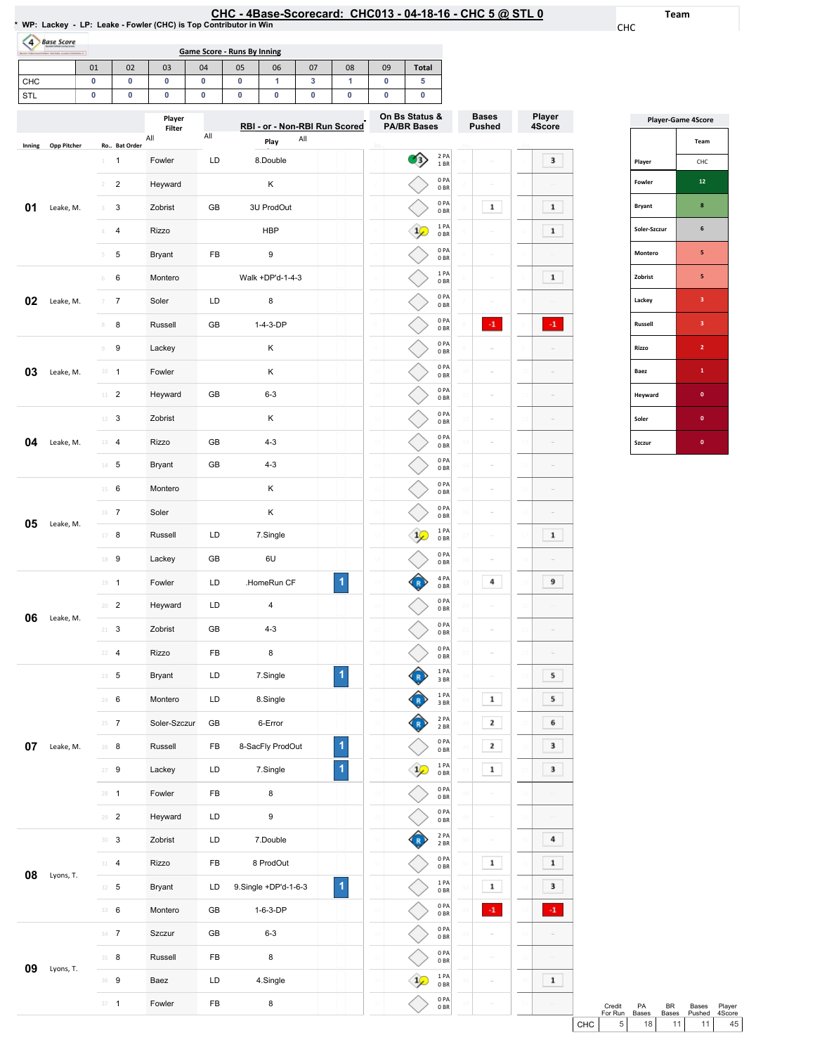# CHC - 4Base-Scorecard: CHC013 - 04-18-16 - CHC 5 @ STL 0

* WP: Lackey - LP: Leake - Fowler (CHC) is Top Contributor in Win

Team: CHC

## Game Score - Runs By Inning

| | 01 | 02 | 03 | 04 | 05 | 06 | 07 | 08 | 09 | Total |
|---|---|---|---|---|---|---|---|---|---|---|
| CHC | 0 | 0 | 0 | 0 | 0 | 1 | 3 | 1 | 0 | 5 |
| STL | 0 | 0 | 0 | 0 | 0 | 0 | 0 | 0 | 0 | 0 |

| Inning | Opp Pitcher | Ro.. | Bat Order | Player | | Play | RBI - or - Non-RBI Run Scored | On Bs Status & PA/BR Bases | Bases Pushed | Player 4Score |
|---|---|---|---|---|---|---|---|---|---|---|
| 01 | Leake, M. | 1 | 1 | Fowler | LD | 8.Double | | 3 — 2 PA 1 BR | | 3 |
| | | 2 | 2 | Heyward | | K | | 0 PA 0 BR | | |
| | | 3 | 3 | Zobrist | GB | 3U ProdOut | | 0 PA 0 BR | 1 | 1 |
| | | 4 | 4 | Rizzo | | HBP | | 1 — 1 PA 0 BR | | 1 |
| | | 5 | 5 | Bryant | FB | 9 | | 0 PA 0 BR | | |
| 02 | Leake, M. | 6 | 6 | Montero | | Walk +DP'd-1-4-3 | | 1 PA 0 BR | | 1 |
| | | 7 | 7 | Soler | LD | 8 | | 0 PA 0 BR | | |
| | | 8 | 8 | Russell | GB | 1-4-3-DP | | 0 PA 0 BR | -1 | -1 |
| 03 | Leake, M. | 9 | 9 | Lackey | | K | | 0 PA 0 BR | | |
| | | 10 | 1 | Fowler | | K | | 0 PA 0 BR | | |
| | | 11 | 2 | Heyward | GB | 6-3 | | 0 PA 0 BR | | |
| 04 | Leake, M. | 12 | 3 | Zobrist | | K | | 0 PA 0 BR | | |
| | | 13 | 4 | Rizzo | GB | 4-3 | | 0 PA 0 BR | | |
| | | 14 | 5 | Bryant | GB | 4-3 | | 0 PA 0 BR | | |
| 05 | Leake, M. | 15 | 6 | Montero | | K | | 0 PA 0 BR | | |
| | | 16 | 7 | Soler | | K | | 0 PA 0 BR | | |
| | | 17 | 8 | Russell | LD | 7.Single | | 1 — 1 PA 0 BR | | 1 |
| | | 18 | 9 | Lackey | GB | 6U | | 0 PA 0 BR | | |
| 06 | Leake, M. | 19 | 1 | Fowler | LD | .HomeRun CF | 1 | R — 4 PA 0 BR | 4 | 9 |
| | | 20 | 2 | Heyward | LD | 4 | | 0 PA 0 BR | | |
| | | 21 | 3 | Zobrist | GB | 4-3 | | 0 PA 0 BR | | |
| | | 22 | 4 | Rizzo | FB | 8 | | 0 PA 0 BR | | |
| 07 | Leake, M. | 23 | 5 | Bryant | LD | 7.Single | 1 | R — 1 PA 3 BR | | 5 |
| | | 24 | 6 | Montero | LD | 8.Single | | R — 1 PA 3 BR | 1 | 5 |
| | | 25 | 7 | Soler-Szczur | GB | 6-Error | | R — 2 PA 2 BR | 2 | 6 |
| | | 26 | 8 | Russell | FB | 8-SacFly ProdOut | 1 | 0 PA 0 BR | 2 | 3 |
| | | 27 | 9 | Lackey | LD | 7.Single | 1 | 1 — 1 PA 0 BR | 1 | 3 |
| | | 28 | 1 | Fowler | FB | 8 | | 0 PA 0 BR | | |
| | | 29 | 2 | Heyward | LD | 9 | | 0 PA 0 BR | | |
| 08 | Lyons, T. | 30 | 3 | Zobrist | LD | 7.Double | | R — 2 PA 2 BR | | 4 |
| | | 31 | 4 | Rizzo | FB | 8 ProdOut | | 0 PA 0 BR | 1 | 1 |
| | | 32 | 5 | Bryant | LD | 9.Single +DP'd-1-6-3 | 1 | 1 PA 0 BR | 1 | 3 |
| | | 33 | 6 | Montero | GB | 1-6-3-DP | | 0 PA 0 BR | -1 | -1 |
| 09 | Lyons, T. | 34 | 7 | Szczur | GB | 6-3 | | 0 PA 0 BR | | |
| | | 35 | 8 | Russell | FB | 8 | | 0 PA 0 BR | | |
| | | 36 | 9 | Baez | LD | 4.Single | | 1 — 1 PA 0 BR | | 1 |
| | | 37 | 1 | Fowler | FB | 8 | | 0 PA 0 BR | | |

## Player-Game 4Score

| Player | CHC |
|---|---|
| Fowler | 12 |
| Bryant | 8 |
| Soler-Szczur | 6 |
| Montero | 5 |
| Zobrist | 5 |
| Lackey | 3 |
| Russell | 3 |
| Rizzo | 2 |
| Baez | 1 |
| Heyward | 0 |
| Soler | 0 |
| Szczur | 0 |

| | Credit For Run | PA Bases | BR Bases | Bases Pushed | Player 4Score |
|---|---|---|---|---|---|
| CHC | 5 | 18 | 11 | 11 | 45 |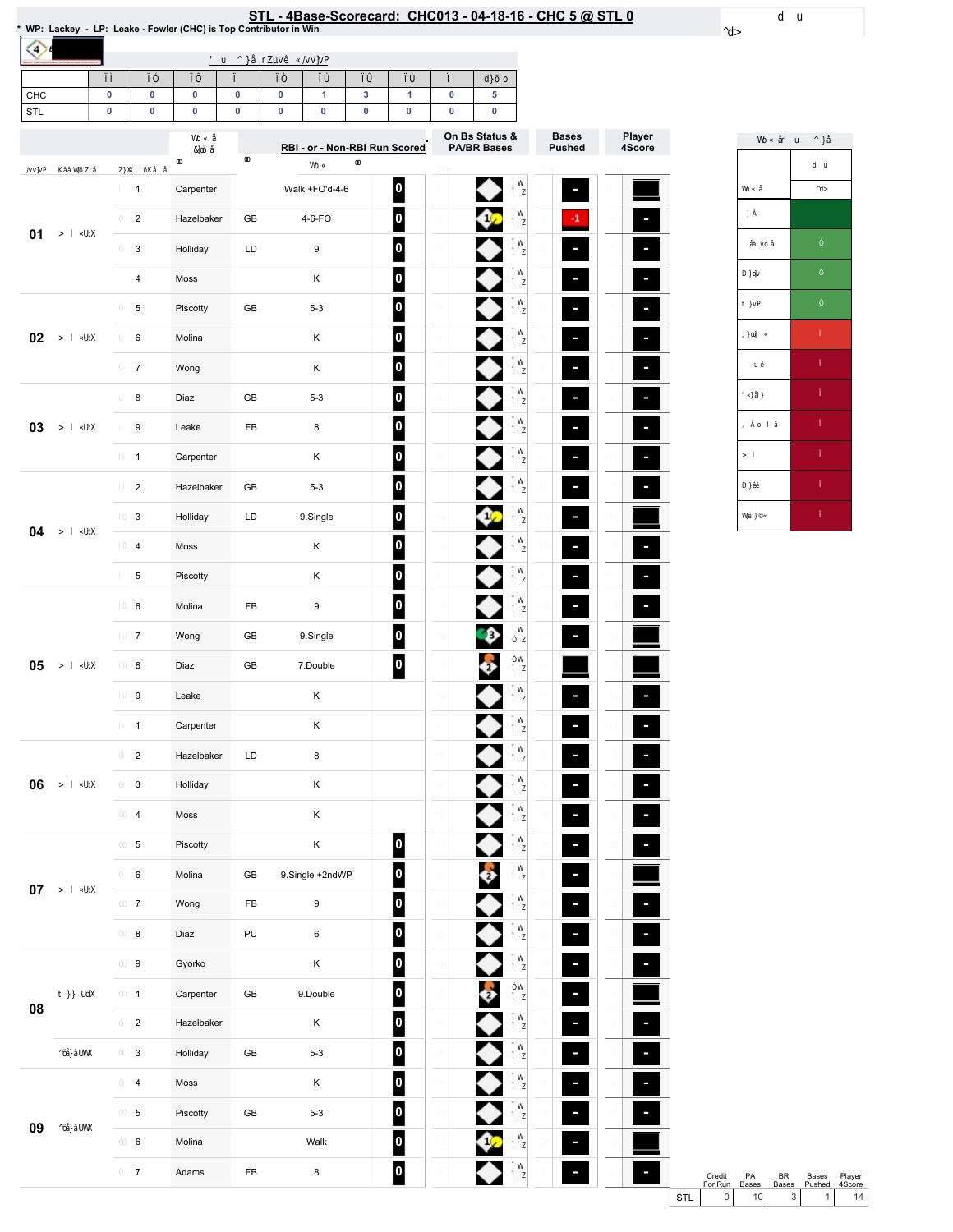# STL - 4Base-Scorecard: CHC013 - 04-18-16 - CHC 5 @ STL 0

* WP: Lackey - LP: Leake - Fowler (CHC) is Top Contributor in Win

| | 1 | 2 | 3 | 4 | 5 | 6 | 7 | 8 | 9 | Total |
|---|---|---|---|---|---|---|---|---|---|---|
| CHC | 0 | 0 | 0 | 0 | 0 | 1 | 3 | 1 | 0 | 5 |
| STL | 0 | 0 | 0 | 0 | 0 | 0 | 0 | 0 | 0 | 0 |

| Inning | Pitcher | # | Player | Type | RBI - or - Non-RBI Run Scored | Credit | On Bs Status & PA/BR Bases | Bases Pushed | Player 4Score |
|---|---|---|---|---|---|---|---|---|---|
| 01 | | 1 | Carpenter | | Walk +FO'd-4-6 | 0 | | - | |
| | | 2 | Hazelbaker | GB | 4-6-FO | 0 | 1 | -1 | - |
| | | 3 | Holliday | LD | 9 | 0 | | - | - |
| | | 4 | Moss | | K | 0 | | - | - |
| 02 | | 5 | Piscotty | GB | 5-3 | 0 | | - | - |
| | | 6 | Molina | | K | 0 | | - | - |
| | | 7 | Wong | | K | 0 | | - | - |
| 03 | | 8 | Diaz | GB | 5-3 | 0 | | - | - |
| | | 9 | Leake | FB | 8 | 0 | | - | - |
| | | 1 | Carpenter | | K | 0 | | - | - |
| 04 | | 2 | Hazelbaker | GB | 5-3 | 0 | | - | - |
| | | 3 | Holliday | LD | 9.Single | 0 | 1 | - | |
| | | 4 | Moss | | K | 0 | | - | - |
| | | 5 | Piscotty | | K | 0 | | - | - |
| 05 | | 6 | Molina | FB | 9 | 0 | | - | - |
| | | 7 | Wong | GB | 9.Single | 0 | 3 | - | |
| | | 8 | Diaz | GB | 7.Double | 0 | 2 | | |
| | | 9 | Leake | | K | | | - | - |
| | | 1 | Carpenter | | K | | | - | - |
| 06 | | 2 | Hazelbaker | LD | 8 | | | - | - |
| | | 3 | Holliday | | K | | | - | - |
| | | 4 | Moss | | K | | | - | - |
| 07 | | 5 | Piscotty | | K | 0 | | - | - |
| | | 6 | Molina | GB | 9.Single +2ndWP | 0 | 2 | - | |
| | | 7 | Wong | FB | 9 | 0 | | - | - |
| | | 8 | Diaz | PU | 6 | 0 | | - | - |
| 08 | | 9 | Gyorko | | K | 0 | | - | - |
| | | 1 | Carpenter | GB | 9.Double | 0 | 2 | - | |
| | | 2 | Hazelbaker | | K | 0 | | - | - |
| | | 3 | Holliday | GB | 5-3 | 0 | | - | - |
| 09 | | 4 | Moss | | K | 0 | | - | - |
| | | 5 | Piscotty | GB | 5-3 | 0 | | - | - |
| | | 6 | Molina | | Walk | 0 | 1 | - | |
| | | 7 | Adams | FB | 8 | 0 | | - | - |

| | Credit For Run | PA Bases | BR Bases | Bases Pushed | Player 4Score |
|---|---|---|---|---|---|
| STL | 0 | 10 | 3 | 1 | 14 |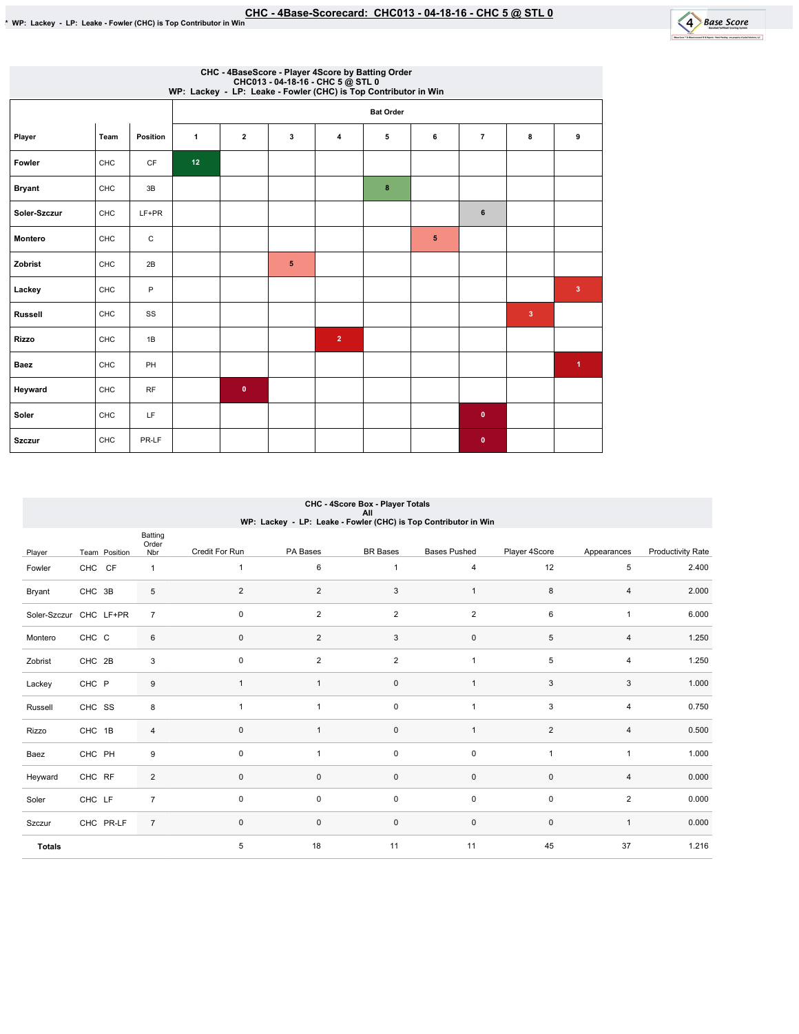# CHC - 4Base-Scorecard: CHC013 - 04-18-16 - CHC 5 @ STL 0

\* WP: Lackey - LP: Leake - Fowler (CHC) is Top Contributor in Win

## CHC - 4BaseScore - Player 4Score by Batting Order
CHC013 - 04-18-16 - CHC 5 @ STL 0
WP: Lackey - LP: Leake - Fowler (CHC) is Top Contributor in Win

| | | | Bat Order | | | | | | | | |
|---|---|---|---|---|---|---|---|---|---|---|---|
| Player | Team | Position | 1 | 2 | 3 | 4 | 5 | 6 | 7 | 8 | 9 |
| Fowler | CHC | CF | 12 | | | | | | | | |
| Bryant | CHC | 3B | | | | | 8 | | | | |
| Soler-Szczur | CHC | LF+PR | | | | | | | 6 | | |
| Montero | CHC | C | | | | | | 5 | | | |
| Zobrist | CHC | 2B | | | 5 | | | | | | |
| Lackey | CHC | P | | | | | | | | | 3 |
| Russell | CHC | SS | | | | | | | | 3 | |
| Rizzo | CHC | 1B | | | | 2 | | | | | |
| Baez | CHC | PH | | | | | | | | | 1 |
| Heyward | CHC | RF | | 0 | | | | | | | |
| Soler | CHC | LF | | | | | | | 0 | | |
| Szczur | CHC | PR-LF | | | | | | | 0 | | |

## CHC - 4Score Box - Player Totals
All
WP: Lackey - LP: Leake - Fowler (CHC) is Top Contributor in Win

| Player | Team | Position | Batting Order Nbr | Credit For Run | PA Bases | BR Bases | Bases Pushed | Player 4Score | Appearances | Productivity Rate |
|---|---|---|---|---|---|---|---|---|---|---|
| Fowler | CHC | CF | 1 | 1 | 6 | 1 | 4 | 12 | 5 | 2.400 |
| Bryant | CHC | 3B | 5 | 2 | 2 | 3 | 1 | 8 | 4 | 2.000 |
| Soler-Szczur | CHC | LF+PR | 7 | 0 | 2 | 2 | 2 | 6 | 1 | 6.000 |
| Montero | CHC | C | 6 | 0 | 2 | 3 | 0 | 5 | 4 | 1.250 |
| Zobrist | CHC | 2B | 3 | 0 | 2 | 2 | 1 | 5 | 4 | 1.250 |
| Lackey | CHC | P | 9 | 1 | 1 | 0 | 1 | 3 | 3 | 1.000 |
| Russell | CHC | SS | 8 | 1 | 1 | 0 | 1 | 3 | 4 | 0.750 |
| Rizzo | CHC | 1B | 4 | 0 | 1 | 0 | 1 | 2 | 4 | 0.500 |
| Baez | CHC | PH | 9 | 0 | 1 | 0 | 0 | 1 | 1 | 1.000 |
| Heyward | CHC | RF | 2 | 0 | 0 | 0 | 0 | 0 | 4 | 0.000 |
| Soler | CHC | LF | 7 | 0 | 0 | 0 | 0 | 0 | 2 | 0.000 |
| Szczur | CHC | PR-LF | 7 | 0 | 0 | 0 | 0 | 0 | 1 | 0.000 |
| **Totals** | | | | 5 | 18 | 11 | 11 | 45 | 37 | 1.216 |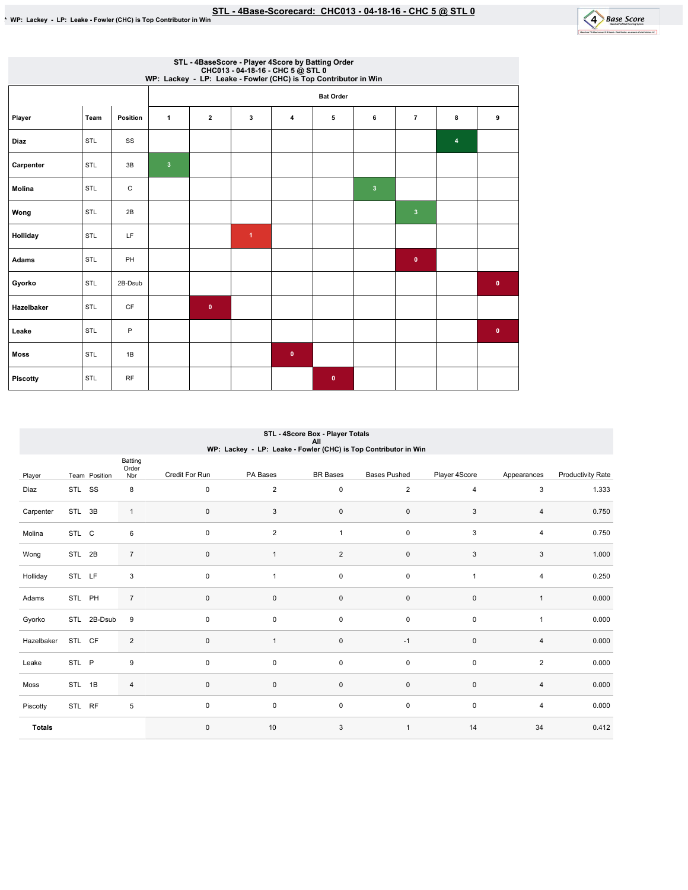# STL - 4Base-Scorecard: CHC013 - 04-18-16 - CHC 5 @ STL 0

\* WP: Lackey - LP: Leake - Fowler (CHC) is Top Contributor in Win

## STL - 4BaseScore - Player 4Score by Batting Order
CHC013 - 04-18-16 - CHC 5 @ STL 0
WP: Lackey - LP: Leake - Fowler (CHC) is Top Contributor in Win

| Player | Team | Position | Bat Order 1 | 2 | 3 | 4 | 5 | 6 | 7 | 8 | 9 |
|---|---|---|---|---|---|---|---|---|---|---|---|
| Diaz | STL | SS | | | | | | | | 4 | |
| Carpenter | STL | 3B | 3 | | | | | | | | |
| Molina | STL | C | | | | | | 3 | | | |
| Wong | STL | 2B | | | | | | | 3 | | |
| Holliday | STL | LF | | | 1 | | | | | | |
| Adams | STL | PH | | | | | | | 0 | | |
| Gyorko | STL | 2B-Dsub | | | | | | | | | 0 |
| Hazelbaker | STL | CF | | 0 | | | | | | | |
| Leake | STL | P | | | | | | | | | 0 |
| Moss | STL | 1B | | | | 0 | | | | | |
| Piscotty | STL | RF | | | | | 0 | | | | |

## STL - 4Score Box - Player Totals
All
WP: Lackey - LP: Leake - Fowler (CHC) is Top Contributor in Win

| Player | Team | Position | Batting Order Nbr | Credit For Run | PA Bases | BR Bases | Bases Pushed | Player 4Score | Appearances | Productivity Rate |
|---|---|---|---|---|---|---|---|---|---|---|
| Diaz | STL | SS | 8 | 0 | 2 | 0 | 2 | 4 | 3 | 1.333 |
| Carpenter | STL | 3B | 1 | 0 | 3 | 0 | 0 | 3 | 4 | 0.750 |
| Molina | STL | C | 6 | 0 | 2 | 1 | 0 | 3 | 4 | 0.750 |
| Wong | STL | 2B | 7 | 0 | 1 | 2 | 0 | 3 | 3 | 1.000 |
| Holliday | STL | LF | 3 | 0 | 1 | 0 | 0 | 1 | 4 | 0.250 |
| Adams | STL | PH | 7 | 0 | 0 | 0 | 0 | 0 | 1 | 0.000 |
| Gyorko | STL | 2B-Dsub | 9 | 0 | 0 | 0 | 0 | 0 | 1 | 0.000 |
| Hazelbaker | STL | CF | 2 | 0 | 1 | 0 | -1 | 0 | 4 | 0.000 |
| Leake | STL | P | 9 | 0 | 0 | 0 | 0 | 0 | 2 | 0.000 |
| Moss | STL | 1B | 4 | 0 | 0 | 0 | 0 | 0 | 4 | 0.000 |
| Piscotty | STL | RF | 5 | 0 | 0 | 0 | 0 | 0 | 4 | 0.000 |
| **Totals** | | | | 0 | 10 | 3 | 1 | 14 | 34 | 0.412 |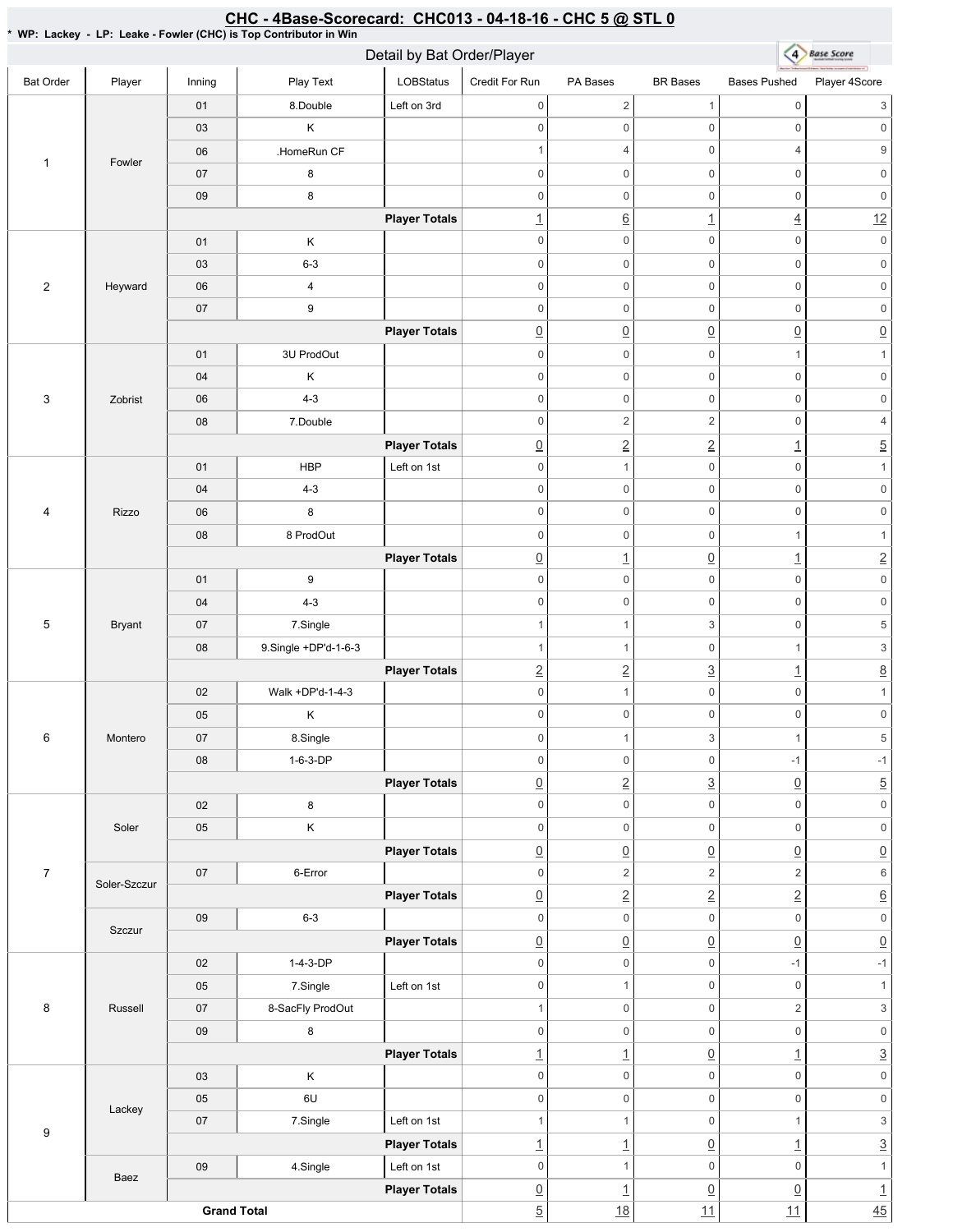# CHC - 4Base-Scorecard: CHC013 - 04-18-16 - CHC 5 @ STL 0

\* WP: Lackey - LP: Leake - Fowler (CHC) is Top Contributor in Win

## Detail by Bat Order/Player

| Bat Order | Player | Inning | Play Text | LOBStatus | Credit For Run | PA Bases | BR Bases | Bases Pushed | Player 4Score |
|---|---|---|---|---|---|---|---|---|---|
| 1 | Fowler | 01 | 8.Double | Left on 3rd | 0 | 2 | 1 | 0 | 3 |
| | | 03 | K | | 0 | 0 | 0 | 0 | 0 |
| | | 06 | .HomeRun CF | | 1 | 4 | 0 | 4 | 9 |
| | | 07 | 8 | | 0 | 0 | 0 | 0 | 0 |
| | | 09 | 8 | | 0 | 0 | 0 | 0 | 0 |
| | | | | **Player Totals** | 1 | 6 | 1 | 4 | 12 |
| 2 | Heyward | 01 | K | | 0 | 0 | 0 | 0 | 0 |
| | | 03 | 6-3 | | 0 | 0 | 0 | 0 | 0 |
| | | 06 | 4 | | 0 | 0 | 0 | 0 | 0 |
| | | 07 | 9 | | 0 | 0 | 0 | 0 | 0 |
| | | | | **Player Totals** | 0 | 0 | 0 | 0 | 0 |
| 3 | Zobrist | 01 | 3U ProdOut | | 0 | 0 | 0 | 1 | 1 |
| | | 04 | K | | 0 | 0 | 0 | 0 | 0 |
| | | 06 | 4-3 | | 0 | 0 | 0 | 0 | 0 |
| | | 08 | 7.Double | | 0 | 2 | 2 | 0 | 4 |
| | | | | **Player Totals** | 0 | 2 | 2 | 1 | 5 |
| 4 | Rizzo | 01 | HBP | Left on 1st | 0 | 1 | 0 | 0 | 1 |
| | | 04 | 4-3 | | 0 | 0 | 0 | 0 | 0 |
| | | 06 | 8 | | 0 | 0 | 0 | 0 | 0 |
| | | 08 | 8 ProdOut | | 0 | 0 | 0 | 1 | 1 |
| | | | | **Player Totals** | 0 | 1 | 0 | 1 | 2 |
| 5 | Bryant | 01 | 9 | | 0 | 0 | 0 | 0 | 0 |
| | | 04 | 4-3 | | 0 | 0 | 0 | 0 | 0 |
| | | 07 | 7.Single | | 1 | 1 | 3 | 0 | 5 |
| | | 08 | 9.Single +DP'd-1-6-3 | | 1 | 1 | 0 | 1 | 3 |
| | | | | **Player Totals** | 2 | 2 | 3 | 1 | 8 |
| 6 | Montero | 02 | Walk +DP'd-1-4-3 | | 0 | 1 | 0 | 0 | 1 |
| | | 05 | K | | 0 | 0 | 0 | 0 | 0 |
| | | 07 | 8.Single | | 0 | 1 | 3 | 1 | 5 |
| | | 08 | 1-6-3-DP | | 0 | 0 | 0 | -1 | -1 |
| | | | | **Player Totals** | 0 | 2 | 3 | 0 | 5 |
| 7 | Soler | 02 | 8 | | 0 | 0 | 0 | 0 | 0 |
| | | 05 | K | | 0 | 0 | 0 | 0 | 0 |
| | | | | **Player Totals** | 0 | 0 | 0 | 0 | 0 |
| | Soler-Szczur | 07 | 6-Error | | 0 | 2 | 2 | 2 | 6 |
| | | | | **Player Totals** | 0 | 2 | 2 | 2 | 6 |
| | Szczur | 09 | 6-3 | | 0 | 0 | 0 | 0 | 0 |
| | | | | **Player Totals** | 0 | 0 | 0 | 0 | 0 |
| 8 | Russell | 02 | 1-4-3-DP | | 0 | 0 | 0 | -1 | -1 |
| | | 05 | 7.Single | Left on 1st | 0 | 1 | 0 | 0 | 1 |
| | | 07 | 8-SacFly ProdOut | | 1 | 0 | 0 | 2 | 3 |
| | | 09 | 8 | | 0 | 0 | 0 | 0 | 0 |
| | | | | **Player Totals** | 1 | 1 | 0 | 1 | 3 |
| 9 | Lackey | 03 | K | | 0 | 0 | 0 | 0 | 0 |
| | | 05 | 6U | | 0 | 0 | 0 | 0 | 0 |
| | | 07 | 7.Single | Left on 1st | 1 | 1 | 0 | 1 | 3 |
| | | | | **Player Totals** | 1 | 1 | 0 | 1 | 3 |
| | Baez | 09 | 4.Single | Left on 1st | 0 | 1 | 0 | 0 | 1 |
| | | | | **Player Totals** | 0 | 1 | 0 | 0 | 1 |
| **Grand Total** | | | | | 5 | 18 | 11 | 11 | 45 |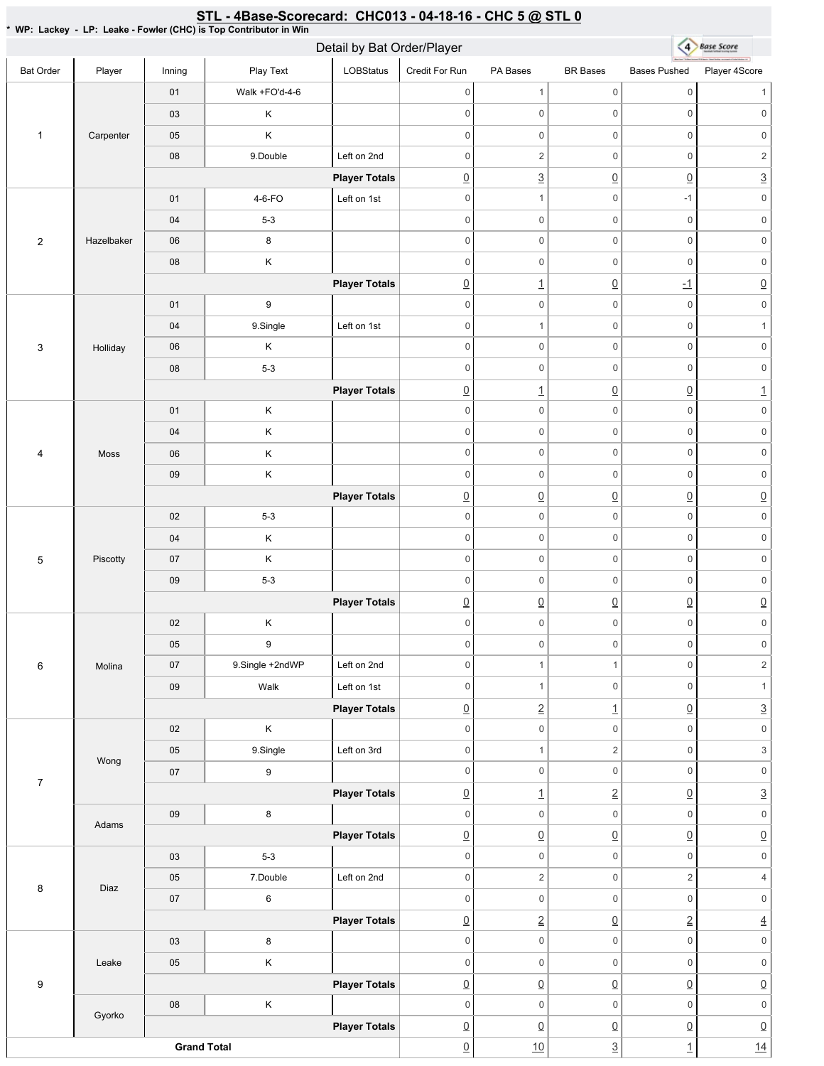## STL - 4Base-Scorecard: CHC013 - 04-18-16 - CHC 5 @ STL 0

* WP: Lackey - LP: Leake - Fowler (CHC) is Top Contributor in Win

### Detail by Bat Order/Player

| Bat Order | Player | Inning | Play Text | LOBStatus | Credit For Run | PA Bases | BR Bases | Bases Pushed | Player 4Score |
|---|---|---|---|---|---|---|---|---|---|
| 1 | Carpenter | 01 | Walk +FO'd-4-6 | | 0 | 1 | 0 | 0 | 1 |
| | | 03 | K | | 0 | 0 | 0 | 0 | 0 |
| | | 05 | K | | 0 | 0 | 0 | 0 | 0 |
| | | 08 | 9.Double | Left on 2nd | 0 | 2 | 0 | 0 | 2 |
| | | | | **Player Totals** | 0 | 3 | 0 | 0 | 3 |
| 2 | Hazelbaker | 01 | 4-6-FO | Left on 1st | 0 | 1 | 0 | -1 | 0 |
| | | 04 | 5-3 | | 0 | 0 | 0 | 0 | 0 |
| | | 06 | 8 | | 0 | 0 | 0 | 0 | 0 |
| | | 08 | K | | 0 | 0 | 0 | 0 | 0 |
| | | | | **Player Totals** | 0 | 1 | 0 | -1 | 0 |
| 3 | Holliday | 01 | 9 | | 0 | 0 | 0 | 0 | 0 |
| | | 04 | 9.Single | Left on 1st | 0 | 1 | 0 | 0 | 1 |
| | | 06 | K | | 0 | 0 | 0 | 0 | 0 |
| | | 08 | 5-3 | | 0 | 0 | 0 | 0 | 0 |
| | | | | **Player Totals** | 0 | 1 | 0 | 0 | 1 |
| 4 | Moss | 01 | K | | 0 | 0 | 0 | 0 | 0 |
| | | 04 | K | | 0 | 0 | 0 | 0 | 0 |
| | | 06 | K | | 0 | 0 | 0 | 0 | 0 |
| | | 09 | K | | 0 | 0 | 0 | 0 | 0 |
| | | | | **Player Totals** | 0 | 0 | 0 | 0 | 0 |
| 5 | Piscotty | 02 | 5-3 | | 0 | 0 | 0 | 0 | 0 |
| | | 04 | K | | 0 | 0 | 0 | 0 | 0 |
| | | 07 | K | | 0 | 0 | 0 | 0 | 0 |
| | | 09 | 5-3 | | 0 | 0 | 0 | 0 | 0 |
| | | | | **Player Totals** | 0 | 0 | 0 | 0 | 0 |
| 6 | Molina | 02 | K | | 0 | 0 | 0 | 0 | 0 |
| | | 05 | 9 | | 0 | 0 | 0 | 0 | 0 |
| | | 07 | 9.Single +2ndWP | Left on 2nd | 0 | 1 | 1 | 0 | 2 |
| | | 09 | Walk | Left on 1st | 0 | 1 | 0 | 0 | 1 |
| | | | | **Player Totals** | 0 | 2 | 1 | 0 | 3 |
| 7 | Wong | 02 | K | | 0 | 0 | 0 | 0 | 0 |
| | | 05 | 9.Single | Left on 3rd | 0 | 1 | 2 | 0 | 3 |
| | | 07 | 9 | | 0 | 0 | 0 | 0 | 0 |
| | | | | **Player Totals** | 0 | 1 | 2 | 0 | 3 |
| | Adams | 09 | 8 | | 0 | 0 | 0 | 0 | 0 |
| | | | | **Player Totals** | 0 | 0 | 0 | 0 | 0 |
| 8 | Diaz | 03 | 5-3 | | 0 | 0 | 0 | 0 | 0 |
| | | 05 | 7.Double | Left on 2nd | 0 | 2 | 0 | 2 | 4 |
| | | 07 | 6 | | 0 | 0 | 0 | 0 | 0 |
| | | | | **Player Totals** | 0 | 2 | 0 | 2 | 4 |
| 9 | Leake | 03 | 8 | | 0 | 0 | 0 | 0 | 0 |
| | | 05 | K | | 0 | 0 | 0 | 0 | 0 |
| | | | | **Player Totals** | 0 | 0 | 0 | 0 | 0 |
| | Gyorko | 08 | K | | 0 | 0 | 0 | 0 | 0 |
| | | | | **Player Totals** | 0 | 0 | 0 | 0 | 0 |
| **Grand Total** | | | | | 0 | 10 | 3 | 1 | 14 |